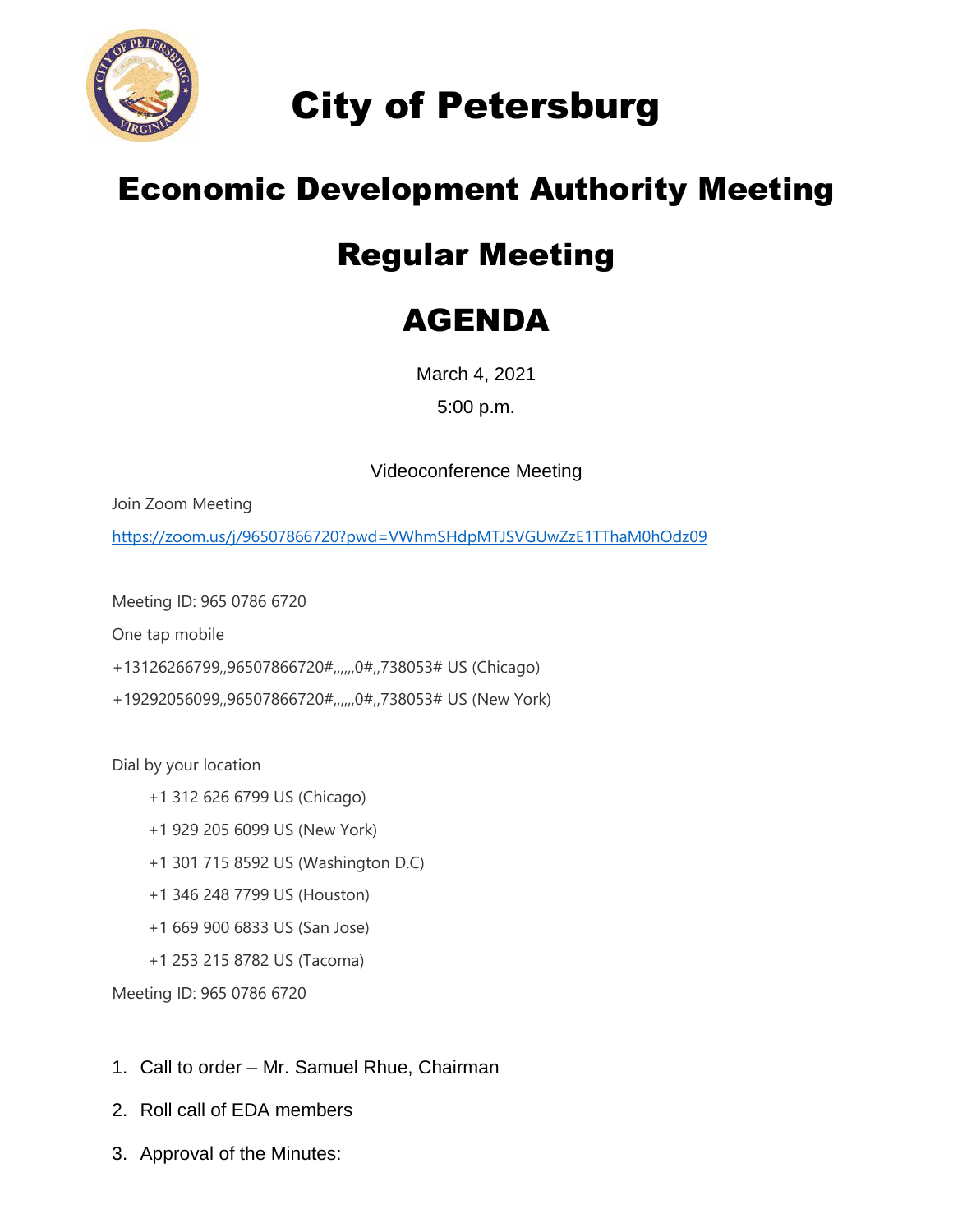# City of Petersburg

## Economic Development Authority Meeting

## Regular Meeting

## AGENDA

March 4, 2021

5:00 p.m.

Videoconference Meeting

Join Zoom Meeting

https://zoom.us/j/96507866720?pwd=VWhmSHdpMTJSVGUwZzE1TThaM0hOdz09

Meeting ID: 965 0786 6720

One tap mobile

+13126266799,,96507866720#,,,,,,0#,,738053# US (Chicago)

+19292056099,,96507866720#,,,,,,0#,,738053# US (New York)

Dial by your location

+1 312 626 6799 US (Chicago)

+1 929 205 6099 US (New York)

+1 301 715 8592 US (Washington D.C)

+1 346 248 7799 US (Houston)

+1 669 900 6833 US (San Jose)

+1 253 215 8782 US (Tacoma)

Meeting ID: 965 0786 6720

1. Call to order – Mr. Samuel Rhue, Chairman
2. Roll call of EDA members
3. Approval of the Minutes: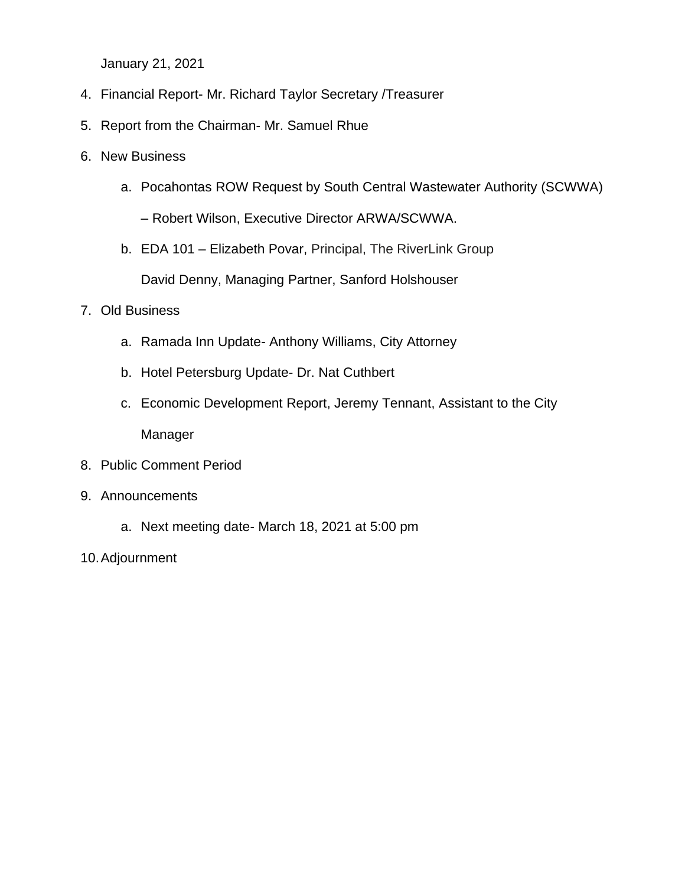January 21, 2021

4. Financial Report- Mr. Richard Taylor Secretary /Treasurer
5. Report from the Chairman- Mr. Samuel Rhue
6. New Business
   a. Pocahontas ROW Request by South Central Wastewater Authority (SCWWA) – Robert Wilson, Executive Director ARWA/SCWWA.
   b. EDA 101 – Elizabeth Povar, Principal, The RiverLink Group
      David Denny, Managing Partner, Sanford Holshouser
7. Old Business
   a. Ramada Inn Update- Anthony Williams, City Attorney
   b. Hotel Petersburg Update- Dr. Nat Cuthbert
   c. Economic Development Report, Jeremy Tennant, Assistant to the City Manager
8. Public Comment Period
9. Announcements
   a. Next meeting date- March 18, 2021 at 5:00 pm
10. Adjournment